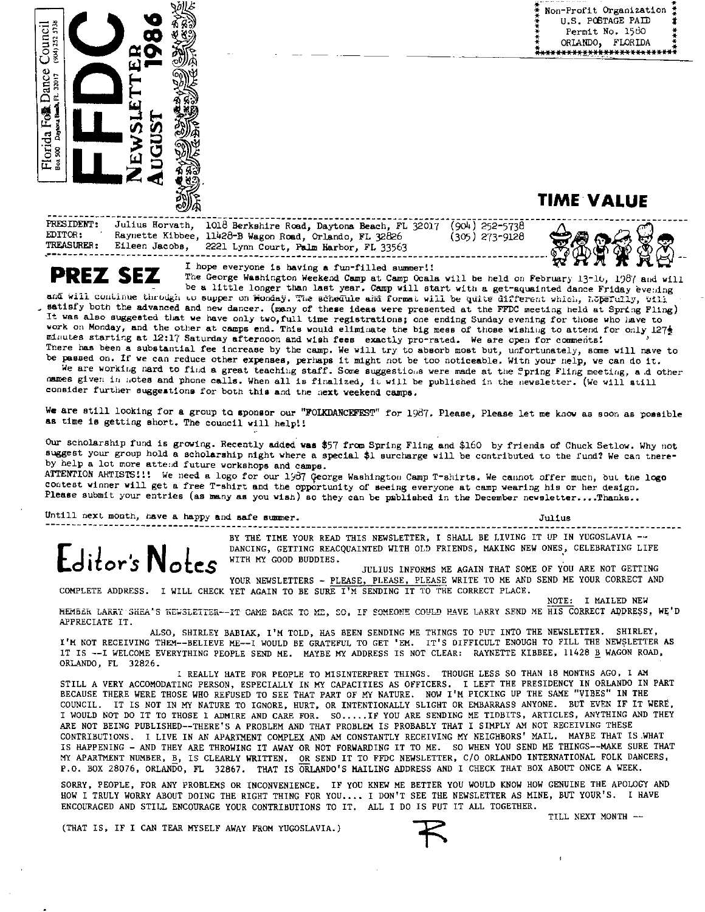Florida Folk Dance Council Box 500 Daytona Beach, FL 32017 (904) 252-5738

# FFDC NEWSLETTER AUGUST 1986

Non-Profit Organization
U.S. POSTAGE PAID
Permit No. 1580
ORLANDO, FLORIDA

**TIME VALUE**

PRESIDENT: Julius Horvath, 1018 Berkshire Road, Daytona Beach, FL 32017 (904) 252-5738
EDITOR: Raynette Kibbee, 11428-B Wagon Road, Orlando, FL 32826 (305) 273-9128
TREASURER: Eileen Jacobs, 2221 Lynn Court, Palm Harbor, FL 33563

## PREZ SEZ

I hope everyone is having a fun-filled summer!!

The George Washington Weekend Camp at Camp Ocala will be held on February 13-16, 1987 and will be a little longer than last year. Camp will start with a get-aquainted dance Friday evening and will continue through to supper on Monday. The schedule and format will be quite different which, hopefully, will satisfy both the advanced and new dancer. (many of these ideas were presented at the FFDC meeting held at Spring Fling) It was also suggested that we have only two,full time registrations; one ending Sunday evening for those who have to work on Monday, and the other at camps end. This would eliminate the big mess of those wishing to attend for only 127½ minutes starting at 12:17 Saturday afternoon and wish fees exactly pro-rated. We are open for comments!

There has been a substantial fee increase by the camp. We will try to absorb most but, unfortunately, some will have to be passed on. If we can reduce other expenses, perhaps it might not be too noticeable. With your help, we can do it.

We are working hard to find a great teaching staff. Some suggestions were made at the Spring Fling meeting, and other names given in notes and phone calls. When all is finalized, it will be published in the newsletter. (We will still consider further suggestions for both this and the next weekend camps.

We are still looking for a group to sponsor our "FOLKDANCEFEST" for 1987. Please, Please let me know as soon as possible as time is getting short. The council will help!!

Our scholarship fund is growing. Recently added was $57 from Spring Fling and $160 by friends of Chuck Setlow. Why not suggest your group hold a scholarship night where a special $1 surcharge will be contributed to the fund? We can thereby help a lot more attend future workshops and camps.

ATTENTION ARTISTS!!! We need a logo for our 1987 George Washington Camp T-shirts. We cannot offer much, but the logo contest winner will get a free T-shirt and the opportunity of seeing everyone at camp wearing his or her design. Please submit your entries (as many as you wish) so they can be published in the December newsletter....Thanks..

Untill next month, have a happy and safe summer.

Julius

## Editor's Notes

BY THE TIME YOUR READ THIS NEWSLETTER, I SHALL BE LIVING IT UP IN YUGOSLAVIA -- DANCING, GETTING REACQUAINTED WITH OLD FRIENDS, MAKING NEW ONES, CELEBRATING LIFE WITH MY GOOD BUDDIES.

JULIUS INFORMS ME AGAIN THAT SOME OF YOU ARE NOT GETTING YOUR NEWSLETTERS - PLEASE, PLEASE, PLEASE WRITE TO ME AND SEND ME YOUR CORRECT AND COMPLETE ADDRESS. I WILL CHECK YET AGAIN TO BE SURE I'M SENDING IT TO THE CORRECT PLACE.

NOTE: I MAILED NEW MEMBER LARRY SHEA'S NEWSLETTER--IT CAME BACK TO ME, SO, IF SOMEONE COULD HAVE LARRY SEND ME HIS CORRECT ADDRESS, WE'D APPRECIATE IT.

ALSO, SHIRLEY BABIAK, I'M TOLD, HAS BEEN SENDING ME THINGS TO PUT INTO THE NEWSLETTER. SHIRLEY, I'M NOT RECEIVING THEM--BELIEVE ME--I WOULD BE GRATEFUL TO GET 'EM. IT'S DIFFICULT ENOUGH TO FILL THE NEWSLETTER AS IT IS --I WELCOME EVERYTHING PEOPLE SEND ME. MAYBE MY ADDRESS IS NOT CLEAR: RAYNETTE KIBBEE, 11428 B WAGON ROAD, ORLANDO, FL 32826.

I REALLY HATE FOR PEOPLE TO MISINTERPRET THINGS. THOUGH LESS SO THAN 18 MONTHS AGO, I AM STILL A VERY ACCOMODATING PERSON, ESPECIALLY IN MY CAPACITIES AS OFFICERS. I LEFT THE PRESIDENCY IN ORLANDO IN PART BECAUSE THERE WERE THOSE WHO REFUSED TO SEE THAT PART OF MY NATURE. NOW I'M PICKING UP THE SAME "VIBES" IN THE COUNCIL. IT IS NOT IN MY NATURE TO IGNORE, HURT, OR INTENTIONALLY SLIGHT OR EMBARRASS ANYONE. BUT EVEN IF IT WERE, I WOULD NOT DO IT TO THOSE I ADMIRE AND CARE FOR. SO.....IF YOU ARE SENDING ME TIDBITS, ARTICLES, ANYTHING AND THEY ARE NOT BEING PUBLISHED--THERE'S A PROBLEM AND THAT PROBLEM IS PROBABLY THAT I SIMPLY AM NOT RECEIVING THESE CONTRIBUTIONS. I LIVE IN AN APARTMENT COMPLEX AND AM CONSTANTLY RECEIVING MY NEIGHBORS' MAIL. MAYBE THAT IS WHAT IS HAPPENING - AND THEY ARE THROWING IT AWAY OR NOT FORWARDING IT TO ME. SO WHEN YOU SEND ME THINGS--MAKE SURE THAT MY APARTMENT NUMBER, B, IS CLEARLY WRITTEN. OR SEND IT TO FFDC NEWSLETTER, C/O ORLANDO INTERNATIONAL FOLK DANCERS, P.O. BOX 28076, ORLANDO, FL 32867. THAT IS ORLANDO'S MAILING ADDRESS AND I CHECK THAT BOX ABOUT ONCE A WEEK.

SORRY, PEOPLE, FOR ANY PROBLEMS OR INCONVENIENCE. IF YOU KNEW ME BETTER YOU WOULD KNOW HOW GENUINE THE APOLOGY AND HOW I TRULY WORRY ABOUT DOING THE RIGHT THING FOR YOU.... I DON'T SEE THE NEWSLETTER AS MINE, BUT YOUR'S. I HAVE ENCOURAGED AND STILL ENCOURAGE YOUR CONTRIBUTIONS TO IT. ALL I DO IS PUT IT ALL TOGETHER.

TILL NEXT MONTH --

(THAT IS, IF I CAN TEAR MYSELF AWAY FROM YUGOSLAVIA.)

R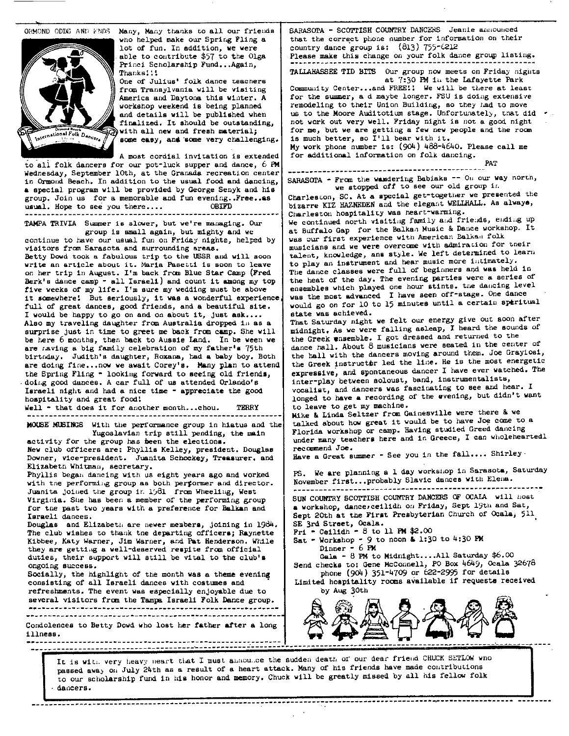**ORMOND ODDS AND ENDS** Many, Many thanks to all our friends who helped make our Spring Fling a lot of fun. In addition, we were able to contribute $57 to the Olga Princi Scholarship Fund...Again, Thanks!!!

One of Julius' folk dance teachers from Transylvania will be visiting America and Daytona this winter. A workshop weekend is being planned and details will be published when finalized. It should be outstanding, with all new and fresh material; some easy, and some very challenging.

A most cordial invitation is extended to all folk dancers for our pot-luck supper and dance, 6 PM Wednesday, September 10th, at the Granada recreation center in Ormond Beach. In addition to the usual food and dancing, a special program will be provided by George Senyk and his group. Join us for a memorable and fun evening..Free..as usual. Hope to see you there.... OBIFD

---

**TAMPA TRIVIA** Summer is slower, but we're managing. Our group is small again, but mighty and we continue to have our usual fun on Friday nights, helped by visitors from Sarasota and surrounding areas.

Betty Dowd took a fabulous trip to the USSR and will soon write an article about it. Maria Pasetti is soon to leave on her trip in August. I'm back from Blue Star Camp (Fred Berk's dance camp - all Israeli) and count it among my top five weeks of my life. I'm sure my wedding must be above it somewhere! But seriously, it was a wonderful experience, full of great dances, good friends, and a beautiful site. I would be happy to go on and on about it, just ask....

Also my traveling daughter from Australia dropped in as a surprise just in time to greet me back from camp. She will be here 6 months, then back to Aussie Land. In be ween we are having a big family celebration of my father's 75th birthday. Judith's daughter, Roxana, had a baby boy. Both are doing fine...now we await Corey's. Many plan to attend the Spring Fling - looking forward to seeing old friends, doing good dances. A car full of us attended Orlando's Israeli night and had a nice time - appreciate the good hospitality and great food!

Well - that does it for another month...chou. TERRY

---

**MOUSE MUSINGS** With the performance group in hiatus and the Yugoslavian trip still pending, the main activity for the group has been the elections.

New club officers are: Phyllis Kelley, president. Douglas Downer, vice-president. Juanita Schockey, Treasurer. and Elizabeth Whitman, secretary.

Phyllis began dancing with us eight years ago and worked with the performing group as both performer and director. Juanita joined the group in 1981 from Wheeling, West Virginia. She has been a member of the performing group for the past two years with a preference for Balkan and Israeli dances.

Douglas and Elizabeth are newer members, joining in 1984. The club wishes to thank the departing officers; Raynette Kibbee, Katy Warner, Jim Warner, and Pat Henderson. While they are getting a well-deserved respite from official duties, their support will still be vital to the club's ongoing success.

Socially, the highlight of the month was a theme evening consisting of all Israeli dances with costumes and refreshments. The event was especially enjoyable due to several visitors from the Tampa Israeli Folk Dance group.

---

Condolences to Betty Dowd who lost her father after a long illness.

---

**SARASOTA - SCOTTISH COUNTRY DANCERS** Jeanie announced that the correct phone number for information on their country dance group is: (813) 755-6212

Please make this change on your folk dance group listing.

---

**TALLAHASSEE TID BITS** Our group now meets on Friday nights at 7:30 PM in the Lafayette Park Community Center...and FREE!! We will be there at least for the summer, a d maybe longer. FSU is doing extensive remodeling to their Union Building, so they had to move us to the Moore Auditotium stage. Unfortunately, that did not work out very well. Friday night is not a good night for me, but we are getting a few new people and the room is much better, so I'll bear with it.

My work phone number is: (904) 488-4640. Please call me for additional information on folk dancing.

PAT

---

**SARASOTA** - From the wandering Babiaks -- On our way north, we stopped off to see our old group in Charleston, SC. At a special get-together we presented the bizarre KIZ HAZNEDEN and the elegant WELLHALL. As always, Charleston hospitality was heart-warming.

We continued north visiting family and friends, ending up at Buffalo Gap for the Balkan Music & Dance workshop. It was our first experience with American Balkan folk musicians and we were overcome with admiration for their talent, knowledge, ans style. We left determined to learn to play an instrument and hear music more intimately.

The dance classes were full of beginners and was held in the heat of the day. The evening parties were a series of ensembles which played one hour stints. The dancing level was the most advanced I have seen off-stage. One dance would go on for 10 to 15 minutes until a certain spiritual state was achieved.

That Saturday night we felt our energy give out soon after midnight. As we were falling asleep, I heard the sounds of the Greek ensemble. I got dressed and returned to the dance hall. About 8 musicians were seated in the center of the hall with the dancers moving around them. Joe Grayiosi, the Greek instructor led the line. He is the most energetic expressive, and spontaneous dancer I have ever watched. The inter-play between soloust, band, instrumentalists, vocalist, and dancers was fascinating to see and hear. I longed to have a recording of the evening, but didn't want to leave to get my machine.

Mike & Linda Seltzer from Gainesville were there & we talked about how great it would be to have Joe come to a Florida workshop or camp. Having studied Greed dancing under many teachers here and in Greece, I can wholeheartedl recommend Joe.

Have a Great summer - See you in the fall.... Shirley

PS. We are planning a 1 day workshop in Sarasota, Saturday November first...probably Slavic dances with Elena.

---

**SUN COUNTRY SCOTTISH COUNTRY DANCERS OF OCALA** will host a workshop, dance/ceilidh on Friday, Sept 19th and Sat, Sept 20th at the First Presbyterian Church of Ocala, 511 SE 3rd Street, Ocala.

Fri - Ceilidh - 8 to 11 PM $2.00

Sat - Workshop - 9 to noon & 1:30 to 4:30 PM
Dinner - 6 PM
Gala - 8 PM to Midnight....All Saturday $6.00

Send checks to: Gene McConnell, PO Box 4649, Ocala 32678 phone (904) 351-4709 or 622-2995 for details

Limited hospitality rooms available if requests received by Aug 30th

---

It is with very heavy heart that I must announce the sudden death of our dear friend CHUCK SETLOW who passed away on July 24th as a result of a heart attack. Many of his friends have made contributions to our scholarship fund in his honor and memory. Chuck will be greatly missed by all his fellow folk dancers.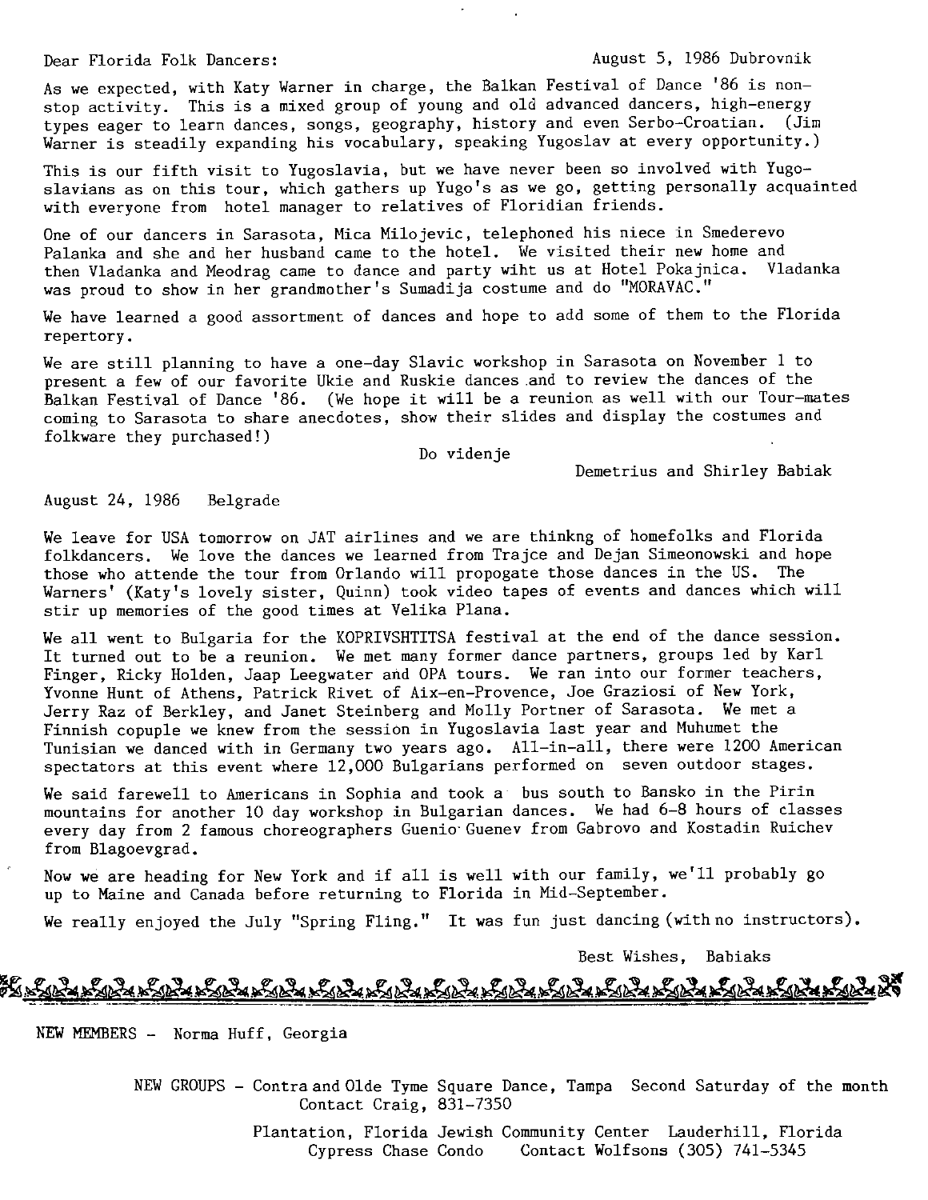Dear Florida Folk Dancers: August 5, 1986 Dubrovnik

As we expected, with Katy Warner in charge, the Balkan Festival of Dance '86 is non-stop activity. This is a mixed group of young and old advanced dancers, high-energy types eager to learn dances, songs, geography, history and even Serbo-Croatian. (Jim Warner is steadily expanding his vocabulary, speaking Yugoslav at every opportunity.)

This is our fifth visit to Yugoslavia, but we have never been so involved with Yugoslavians as on this tour, which gathers up Yugo's as we go, getting personally acquainted with everyone from hotel manager to relatives of Floridian friends.

One of our dancers in Sarasota, Mica Milojevic, telephoned his niece in Smederevo Palanka and she and her husband came to the hotel. We visited their new home and then Vladanka and Meodrag came to dance and party wiht us at Hotel Pokajnica. Vladanka was proud to show in her grandmother's Sumadija costume and do "MORAVAC."

We have learned a good assortment of dances and hope to add some of them to the Florida repertory.

We are still planning to have a one-day Slavic workshop in Sarasota on November 1 to present a few of our favorite Ukie and Ruskie dances and to review the dances of the Balkan Festival of Dance '86. (We hope it will be a reunion as well with our Tour-mates coming to Sarasota to share anecdotes, show their slides and display the costumes and folkware they purchased!)

Do videnje

Demetrius and Shirley Babiak

August 24, 1986 Belgrade

We leave for USA tomorrow on JAT airlines and we are thinkng of homefolks and Florida folkdancers. We love the dances we learned from Trajce and Dejan Simeonowski and hope those who attende the tour from Orlando will propogate those dances in the US. The Warners' (Katy's lovely sister, Quinn) took video tapes of events and dances which will stir up memories of the good times at Velika Plana.

We all went to Bulgaria for the KOPRIVSHTITSA festival at the end of the dance session. It turned out to be a reunion. We met many former dance partners, groups led by Karl Finger, Ricky Holden, Jaap Leegwater and OPA tours. We ran into our former teachers, Yvonne Hunt of Athens, Patrick Rivet of Aix-en-Provence, Joe Graziosi of New York, Jerry Raz of Berkley, and Janet Steinberg and Molly Portner of Sarasota. We met a Finnish copuple we knew from the session in Yugoslavia last year and Muhumet the Tunisian we danced with in Germany two years ago. All-in-all, there were 1200 American spectators at this event where 12,000 Bulgarians performed on seven outdoor stages.

We said farewell to Americans in Sophia and took a bus south to Bansko in the Pirin mountains for another 10 day workshop in Bulgarian dances. We had 6-8 hours of classes every day from 2 famous choreographers Guenio Guenev from Gabrovo and Kostadin Ruichev from Blagoevgrad.

Now we are heading for New York and if all is well with our family, we'll probably go up to Maine and Canada before returning to Florida in Mid-September.

We really enjoyed the July "Spring Fling." It was fun just dancing (with no instructors).

Best Wishes, Babiaks

---

NEW MEMBERS - Norma Huff, Georgia

NEW GROUPS - Contra and Olde Tyme Square Dance, Tampa Second Saturday of the month
Contact Craig, 831-7350

Plantation, Florida Jewish Community Center Lauderhill, Florida
Cypress Chase Condo Contact Wolfsons (305) 741-5345